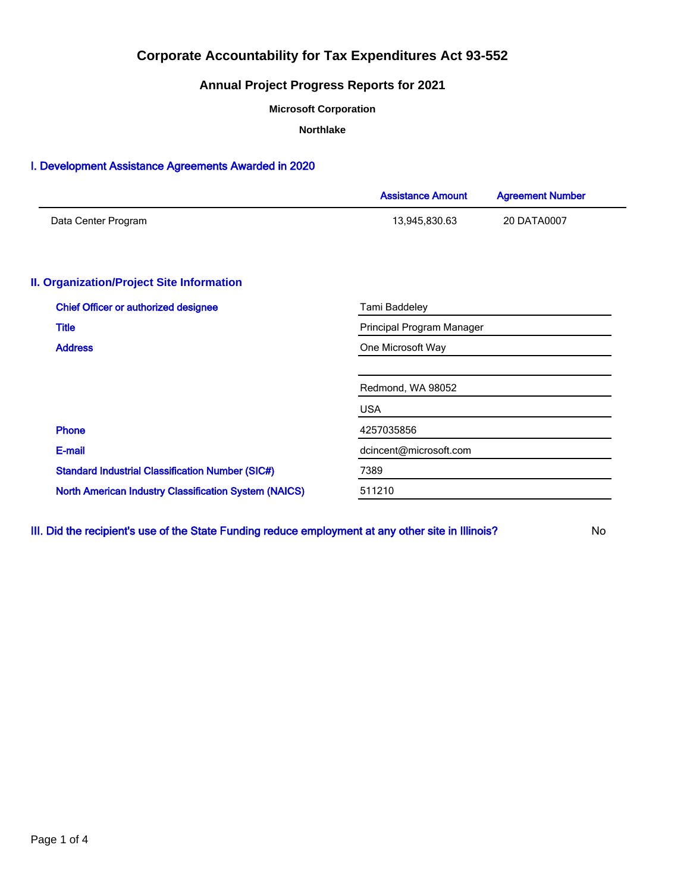# Corporate Accountability for Tax Expenditures Act 93-552

## Annual Project Progress Reports for 2021

**Microsoft Corporation**

**Northlake**

## I. Development Assistance Agreements Awarded in 2020

| | Assistance Amount | Agreement Number |
|---|---|---|
| Data Center Program | 13,945,830.63 | 20 DATA0007 |

## II. Organization/Project Site Information

| | |
|---|---|
| Chief Officer or authorized designee | Tami Baddeley |
| Title | Principal Program Manager |
| Address | One Microsoft Way |
| | |
| | Redmond, WA 98052 |
| | USA |
| Phone | 4257035856 |
| E-mail | dcincent@microsoft.com |
| Standard Industrial Classification Number (SIC#) | 7389 |
| North American Industry Classification System (NAICS) | 511210 |

## III. Did the recipient's use of the State Funding reduce employment at any other site in Illinois?

No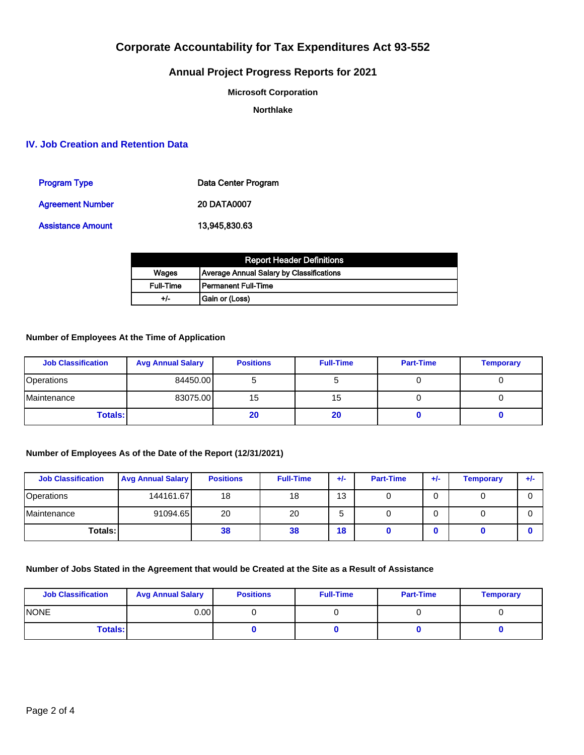# Corporate Accountability for Tax Expenditures Act 93-552

## Annual Project Progress Reports for 2021

**Microsoft Corporation**

**Northlake**

## IV. Job Creation and Retention Data

| | |
|---|---|
| Program Type | Data Center Program |
| Agreement Number | 20 DATA0007 |
| Assistance Amount | 13,945,830.63 |

| Report Header Definitions | |
|---|---|
| Wages | Average Annual Salary by Classifications |
| Full-Time | Permanent Full-Time |
| +/- | Gain or (Loss) |

### Number of Employees At the Time of Application

| Job Classification | Avg Annual Salary | Positions | Full-Time | Part-Time | Temporary |
|---|---|---|---|---|---|
| Operations | 84450.00 | 5 | 5 | 0 | 0 |
| Maintenance | 83075.00 | 15 | 15 | 0 | 0 |
| **Totals:** | | **20** | **20** | **0** | **0** |

### Number of Employees As of the Date of the Report (12/31/2021)

| Job Classification | Avg Annual Salary | Positions | Full-Time | +/- | Part-Time | +/- | Temporary | +/- |
|---|---|---|---|---|---|---|---|---|
| Operations | 144161.67 | 18 | 18 | 13 | 0 | 0 | 0 | 0 |
| Maintenance | 91094.65 | 20 | 20 | 5 | 0 | 0 | 0 | 0 |
| **Totals:** | | **38** | **38** | **18** | **0** | **0** | **0** | **0** |

### Number of Jobs Stated in the Agreement that would be Created at the Site as a Result of Assistance

| Job Classification | Avg Annual Salary | Positions | Full-Time | Part-Time | Temporary |
|---|---|---|---|---|---|
| NONE | 0.00 | 0 | 0 | 0 | 0 |
| **Totals:** | | **0** | **0** | **0** | **0** |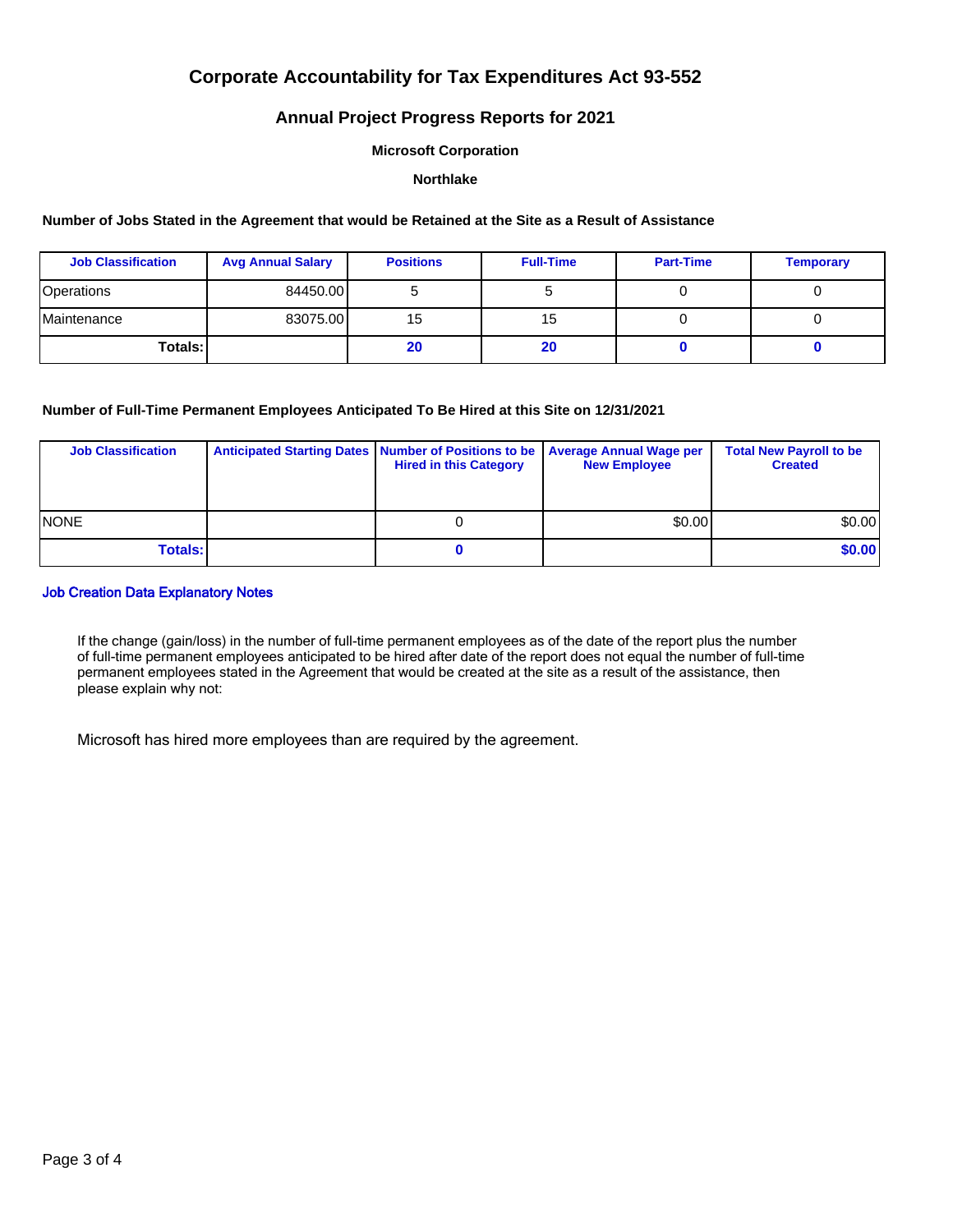# Corporate Accountability for Tax Expenditures Act 93-552

## Annual Project Progress Reports for 2021

### Microsoft Corporation

### Northlake

**Number of Jobs Stated in the Agreement that would be Retained at the Site as a Result of Assistance**

| Job Classification | Avg Annual Salary | Positions | Full-Time | Part-Time | Temporary |
|---|---|---|---|---|---|
| Operations | 84450.00 | 5 | 5 | 0 | 0 |
| Maintenance | 83075.00 | 15 | 15 | 0 | 0 |
| **Totals:** | | **20** | **20** | **0** | **0** |

**Number of Full-Time Permanent Employees Anticipated To Be Hired at this Site on 12/31/2021**

| Job Classification | Anticipated Starting Dates | Number of Positions to be Hired in this Category | Average Annual Wage per New Employee | Total New Payroll to be Created |
|---|---|---|---|---|
| NONE | | 0 | $0.00 | $0.00 |
| **Totals:** | | **0** | | **$0.00** |

**Job Creation Data Explanatory Notes**

If the change (gain/loss) in the number of full-time permanent employees as of the date of the report plus the number of full-time permanent employees anticipated to be hired after date of the report does not equal the number of full-time permanent employees stated in the Agreement that would be created at the site as a result of the assistance, then please explain why not:

Microsoft has hired more employees than are required by the agreement.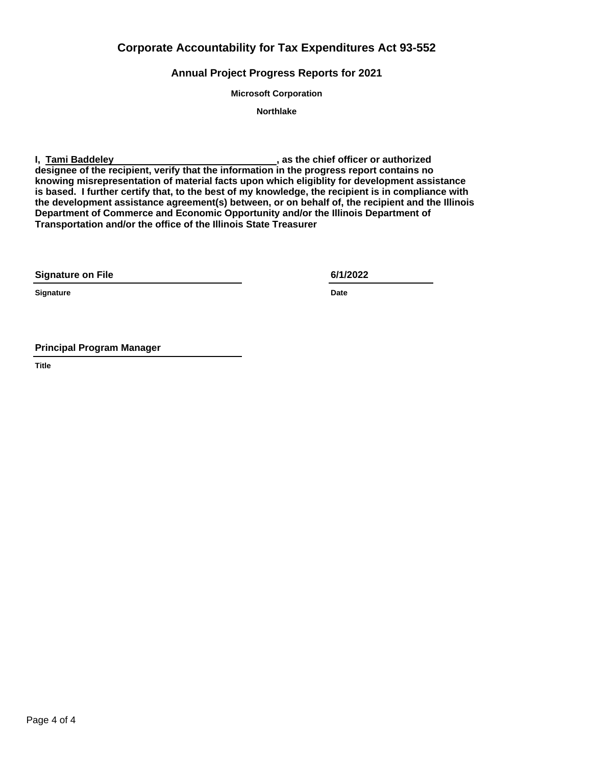# Corporate Accountability for Tax Expenditures Act 93-552

## Annual Project Progress Reports for 2021

**Microsoft Corporation**

**Northlake**

**I, Tami Baddeley, as the chief officer or authorized designee of the recipient, verify that the information in the progress report contains no knowing misrepresentation of material facts upon which eligiblity for development assistance is based. I further certify that, to the best of my knowledge, the recipient is in compliance with the development assistance agreement(s) between, or on behalf of, the recipient and the Illinois Department of Commerce and Economic Opportunity and/or the Illinois Department of Transportation and/or the office of the Illinois State Treasurer**

**Signature on File**

**Signature**

**6/1/2022**

**Date**

**Principal Program Manager**

**Title**